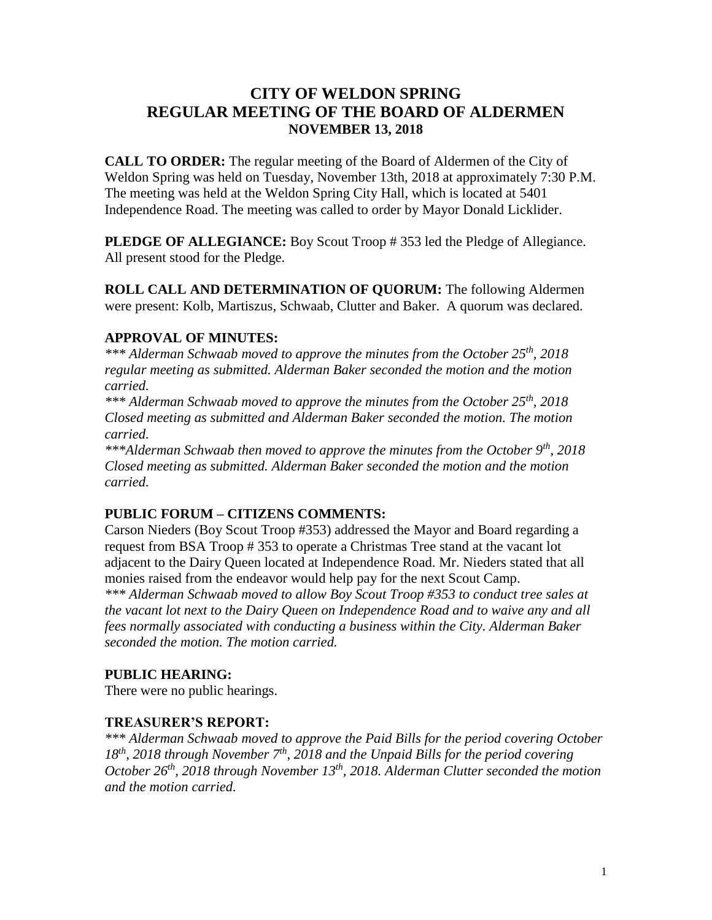# CITY OF WELDON SPRING
# REGULAR MEETING OF THE BOARD OF ALDERMEN
## NOVEMBER 13, 2018

**CALL TO ORDER:** The regular meeting of the Board of Aldermen of the City of Weldon Spring was held on Tuesday, November 13th, 2018 at approximately 7:30 P.M. The meeting was held at the Weldon Spring City Hall, which is located at 5401 Independence Road. The meeting was called to order by Mayor Donald Licklider.

**PLEDGE OF ALLEGIANCE:** Boy Scout Troop # 353 led the Pledge of Allegiance. All present stood for the Pledge.

**ROLL CALL AND DETERMINATION OF QUORUM:** The following Aldermen were present: Kolb, Martiszus, Schwaab, Clutter and Baker. A quorum was declared.

### APPROVAL OF MINUTES:

*\*\*\* Alderman Schwaab moved to approve the minutes from the October 25th, 2018 regular meeting as submitted. Alderman Baker seconded the motion and the motion carried.*

*\*\*\* Alderman Schwaab moved to approve the minutes from the October 25th, 2018 Closed meeting as submitted and Alderman Baker seconded the motion. The motion carried.*

*\*\*\*Alderman Schwaab then moved to approve the minutes from the October 9th, 2018 Closed meeting as submitted. Alderman Baker seconded the motion and the motion carried.*

### PUBLIC FORUM – CITIZENS COMMENTS:

Carson Nieders (Boy Scout Troop #353) addressed the Mayor and Board regarding a request from BSA Troop # 353 to operate a Christmas Tree stand at the vacant lot adjacent to the Dairy Queen located at Independence Road. Mr. Nieders stated that all monies raised from the endeavor would help pay for the next Scout Camp.

*\*\*\* Alderman Schwaab moved to allow Boy Scout Troop #353 to conduct tree sales at the vacant lot next to the Dairy Queen on Independence Road and to waive any and all fees normally associated with conducting a business within the City. Alderman Baker seconded the motion. The motion carried.*

### PUBLIC HEARING:

There were no public hearings.

### TREASURER'S REPORT:

*\*\*\* Alderman Schwaab moved to approve the Paid Bills for the period covering October 18th, 2018 through November 7th, 2018 and the Unpaid Bills for the period covering October 26th, 2018 through November 13th, 2018. Alderman Clutter seconded the motion and the motion carried.*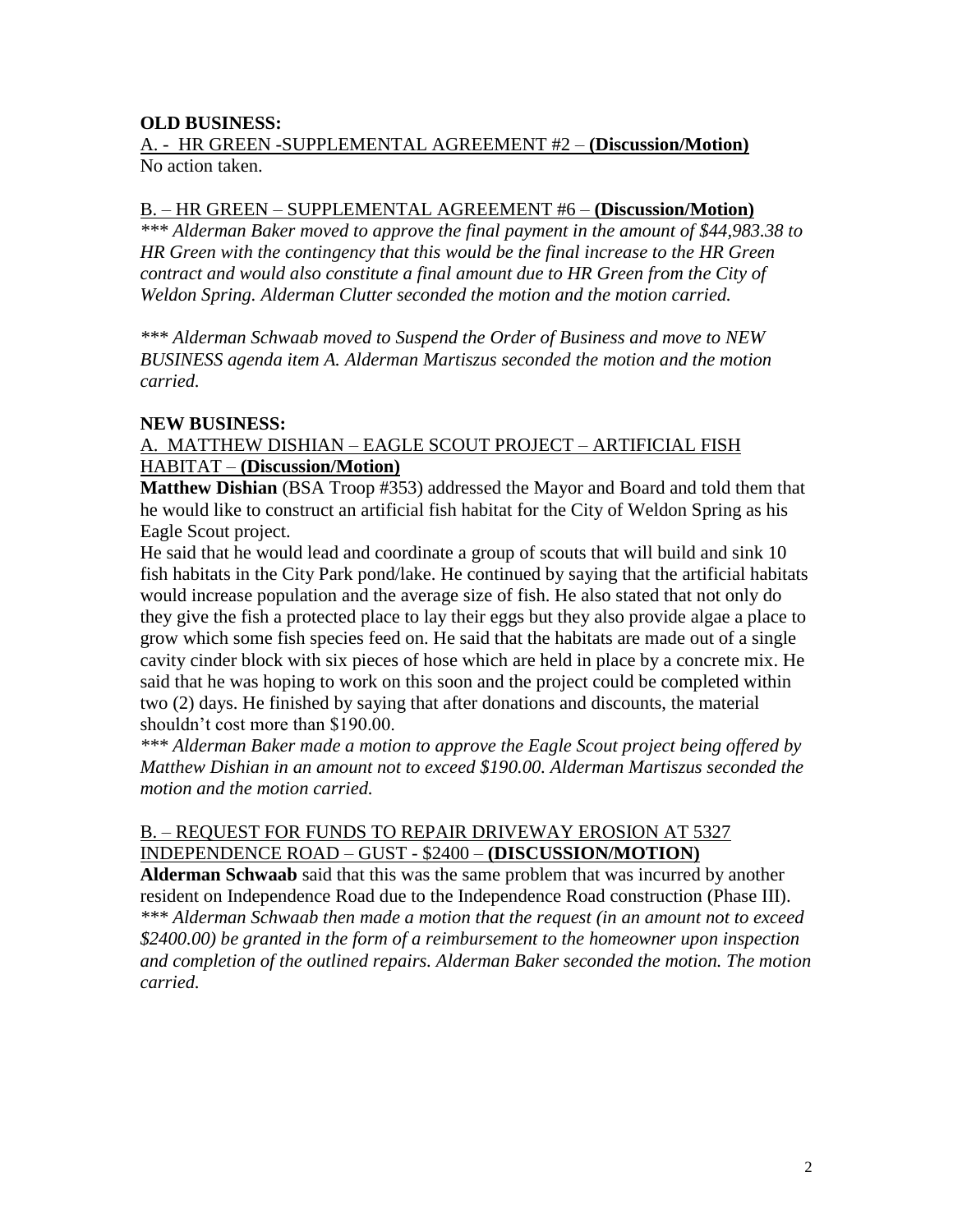**OLD BUSINESS:**

A. - HR GREEN -SUPPLEMENTAL AGREEMENT #2 – **(Discussion/Motion)**
No action taken.

B. – HR GREEN – SUPPLEMENTAL AGREEMENT #6 – **(Discussion/Motion)**
*\*\*\* Alderman Baker moved to approve the final payment in the amount of $44,983.38 to HR Green with the contingency that this would be the final increase to the HR Green contract and would also constitute a final amount due to HR Green from the City of Weldon Spring. Alderman Clutter seconded the motion and the motion carried.*

*\*\*\* Alderman Schwaab moved to Suspend the Order of Business and move to NEW BUSINESS agenda item A. Alderman Martiszus seconded the motion and the motion carried.*

**NEW BUSINESS:**

A. MATTHEW DISHIAN – EAGLE SCOUT PROJECT – ARTIFICIAL FISH HABITAT – **(Discussion/Motion)**

**Matthew Dishian** (BSA Troop #353) addressed the Mayor and Board and told them that he would like to construct an artificial fish habitat for the City of Weldon Spring as his Eagle Scout project.

He said that he would lead and coordinate a group of scouts that will build and sink 10 fish habitats in the City Park pond/lake. He continued by saying that the artificial habitats would increase population and the average size of fish. He also stated that not only do they give the fish a protected place to lay their eggs but they also provide algae a place to grow which some fish species feed on. He said that the habitats are made out of a single cavity cinder block with six pieces of hose which are held in place by a concrete mix. He said that he was hoping to work on this soon and the project could be completed within two (2) days. He finished by saying that after donations and discounts, the material shouldn't cost more than $190.00.

*\*\*\* Alderman Baker made a motion to approve the Eagle Scout project being offered by Matthew Dishian in an amount not to exceed $190.00. Alderman Martiszus seconded the motion and the motion carried.*

B. – REQUEST FOR FUNDS TO REPAIR DRIVEWAY EROSION AT 5327 INDEPENDENCE ROAD – GUST - $2400 – **(DISCUSSION/MOTION)**

**Alderman Schwaab** said that this was the same problem that was incurred by another resident on Independence Road due to the Independence Road construction (Phase III).

*\*\*\* Alderman Schwaab then made a motion that the request (in an amount not to exceed $2400.00) be granted in the form of a reimbursement to the homeowner upon inspection and completion of the outlined repairs. Alderman Baker seconded the motion. The motion carried.*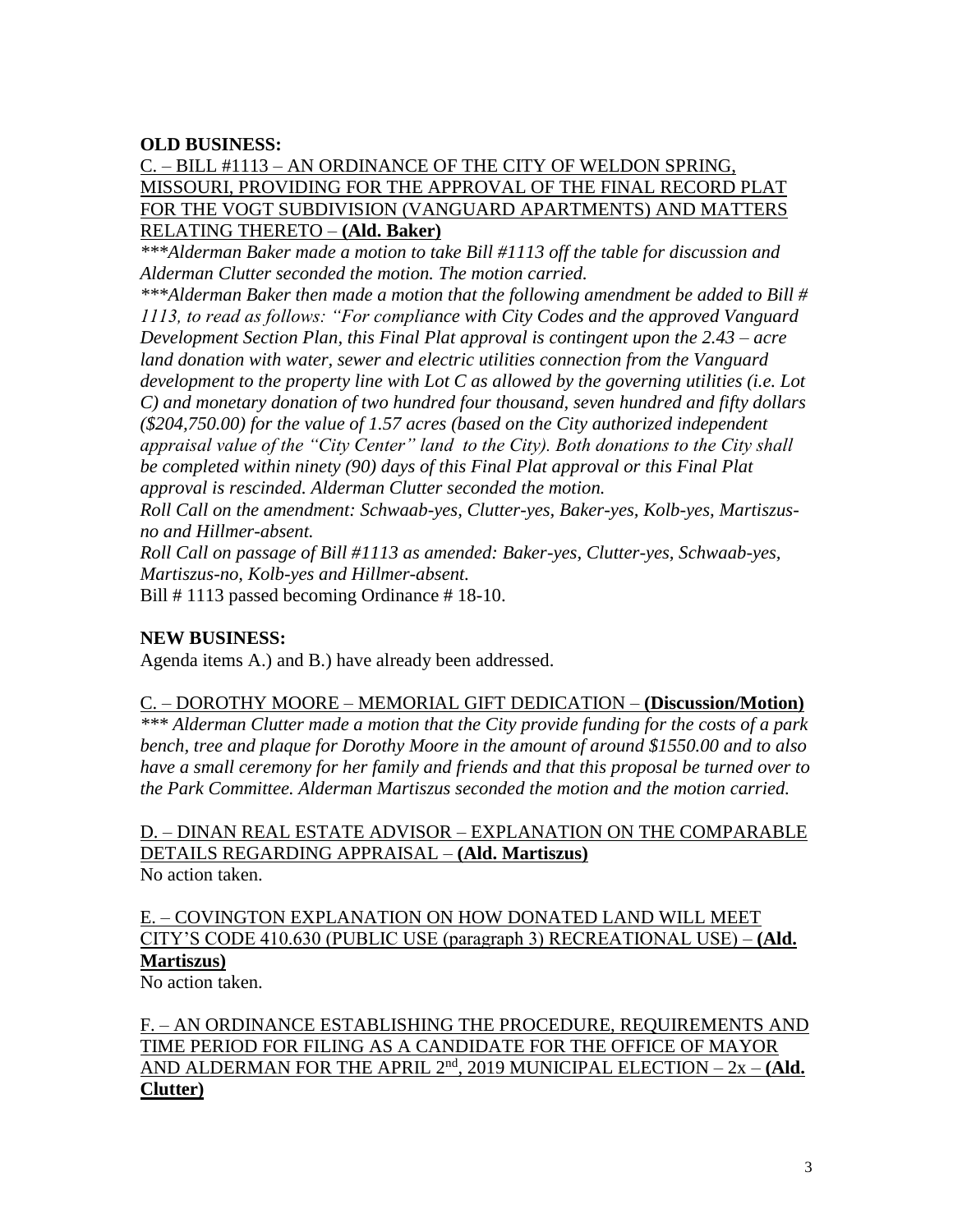**OLD BUSINESS:**

C. – BILL #1113 – AN ORDINANCE OF THE CITY OF WELDON SPRING, MISSOURI, PROVIDING FOR THE APPROVAL OF THE FINAL RECORD PLAT FOR THE VOGT SUBDIVISION (VANGUARD APARTMENTS) AND MATTERS RELATING THERETO – **(Ald. Baker)**

*\*\*\*Alderman Baker made a motion to take Bill #1113 off the table for discussion and Alderman Clutter seconded the motion. The motion carried.*

*\*\*\*Alderman Baker then made a motion that the following amendment be added to Bill # 1113, to read as follows: "For compliance with City Codes and the approved Vanguard Development Section Plan, this Final Plat approval is contingent upon the 2.43 – acre land donation with water, sewer and electric utilities connection from the Vanguard development to the property line with Lot C as allowed by the governing utilities (i.e. Lot C) and monetary donation of two hundred four thousand, seven hundred and fifty dollars ($204,750.00) for the value of 1.57 acres (based on the City authorized independent appraisal value of the "City Center" land to the City). Both donations to the City shall be completed within ninety (90) days of this Final Plat approval or this Final Plat approval is rescinded. Alderman Clutter seconded the motion.*

*Roll Call on the amendment: Schwaab-yes, Clutter-yes, Baker-yes, Kolb-yes, Martiszus-no and Hillmer-absent.*

*Roll Call on passage of Bill #1113 as amended: Baker-yes, Clutter-yes, Schwaab-yes, Martiszus-no, Kolb-yes and Hillmer-absent.*

Bill # 1113 passed becoming Ordinance # 18-10.

**NEW BUSINESS:**

Agenda items A.) and B.) have already been addressed.

C. – DOROTHY MOORE – MEMORIAL GIFT DEDICATION – **(Discussion/Motion)**

*\*\*\* Alderman Clutter made a motion that the City provide funding for the costs of a park bench, tree and plaque for Dorothy Moore in the amount of around $1550.00 and to also have a small ceremony for her family and friends and that this proposal be turned over to the Park Committee. Alderman Martiszus seconded the motion and the motion carried.*

D. – DINAN REAL ESTATE ADVISOR – EXPLANATION ON THE COMPARABLE DETAILS REGARDING APPRAISAL – **(Ald. Martiszus)**

No action taken.

E. – COVINGTON EXPLANATION ON HOW DONATED LAND WILL MEET CITY'S CODE 410.630 (PUBLIC USE (paragraph 3) RECREATIONAL USE) – **(Ald. Martiszus)**

No action taken.

F. – AN ORDINANCE ESTABLISHING THE PROCEDURE, REQUIREMENTS AND TIME PERIOD FOR FILING AS A CANDIDATE FOR THE OFFICE OF MAYOR AND ALDERMAN FOR THE APRIL 2nd, 2019 MUNICIPAL ELECTION – 2x – **(Ald. Clutter)**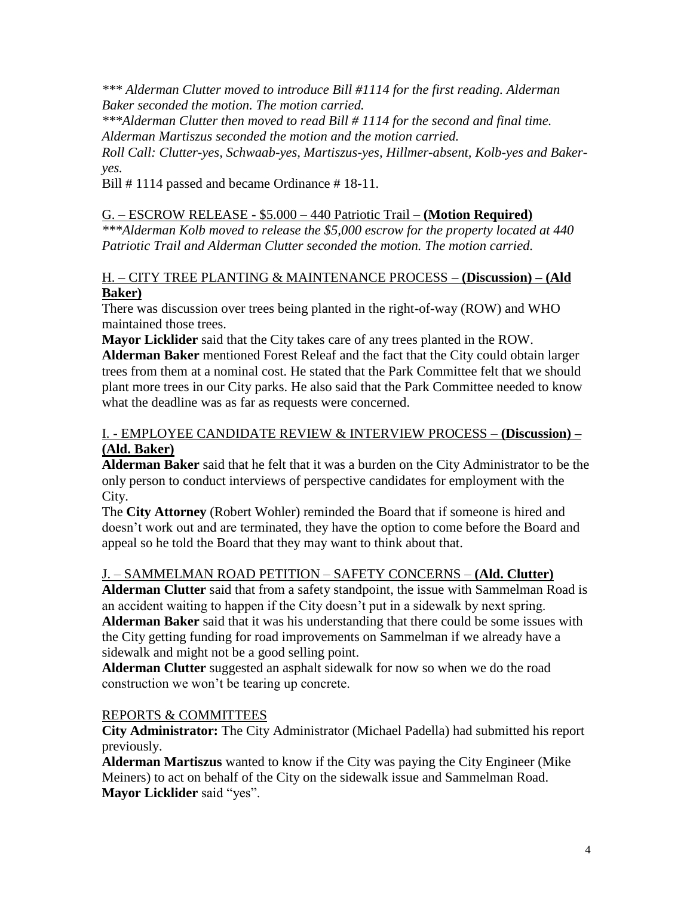*\*\*\* Alderman Clutter moved to introduce Bill #1114 for the first reading. Alderman Baker seconded the motion. The motion carried.*

*\*\*\*Alderman Clutter then moved to read Bill # 1114 for the second and final time. Alderman Martiszus seconded the motion and the motion carried.*

*Roll Call: Clutter-yes, Schwaab-yes, Martiszus-yes, Hillmer-absent, Kolb-yes and Baker-yes.*

Bill # 1114 passed and became Ordinance # 18-11.

<u>G. – ESCROW RELEASE - $5.000 – 440 Patriotic Trail – **(Motion Required)**</u>

*\*\*\*Alderman Kolb moved to release the $5,000 escrow for the property located at 440 Patriotic Trail and Alderman Clutter seconded the motion. The motion carried.*

<u>H. – CITY TREE PLANTING & MAINTENANCE PROCESS – **(Discussion) – (Ald Baker)**</u>

There was discussion over trees being planted in the right-of-way (ROW) and WHO maintained those trees.

**Mayor Licklider** said that the City takes care of any trees planted in the ROW.

**Alderman Baker** mentioned Forest Releaf and the fact that the City could obtain larger trees from them at a nominal cost. He stated that the Park Committee felt that we should plant more trees in our City parks. He also said that the Park Committee needed to know what the deadline was as far as requests were concerned.

<u>I. - EMPLOYEE CANDIDATE REVIEW & INTERVIEW PROCESS – **(Discussion) – (Ald. Baker)**</u>

**Alderman Baker** said that he felt that it was a burden on the City Administrator to be the only person to conduct interviews of perspective candidates for employment with the City.

The **City Attorney** (Robert Wohler) reminded the Board that if someone is hired and doesn't work out and are terminated, they have the option to come before the Board and appeal so he told the Board that they may want to think about that.

<u>J. – SAMMELMAN ROAD PETITION – SAFETY CONCERNS – **(Ald. Clutter)**</u>

**Alderman Clutter** said that from a safety standpoint, the issue with Sammelman Road is an accident waiting to happen if the City doesn't put in a sidewalk by next spring.

**Alderman Baker** said that it was his understanding that there could be some issues with the City getting funding for road improvements on Sammelman if we already have a sidewalk and might not be a good selling point.

**Alderman Clutter** suggested an asphalt sidewalk for now so when we do the road construction we won't be tearing up concrete.

<u>REPORTS & COMMITTEES</u>

**City Administrator:** The City Administrator (Michael Padella) had submitted his report previously.

**Alderman Martiszus** wanted to know if the City was paying the City Engineer (Mike Meiners) to act on behalf of the City on the sidewalk issue and Sammelman Road.

**Mayor Licklider** said "yes".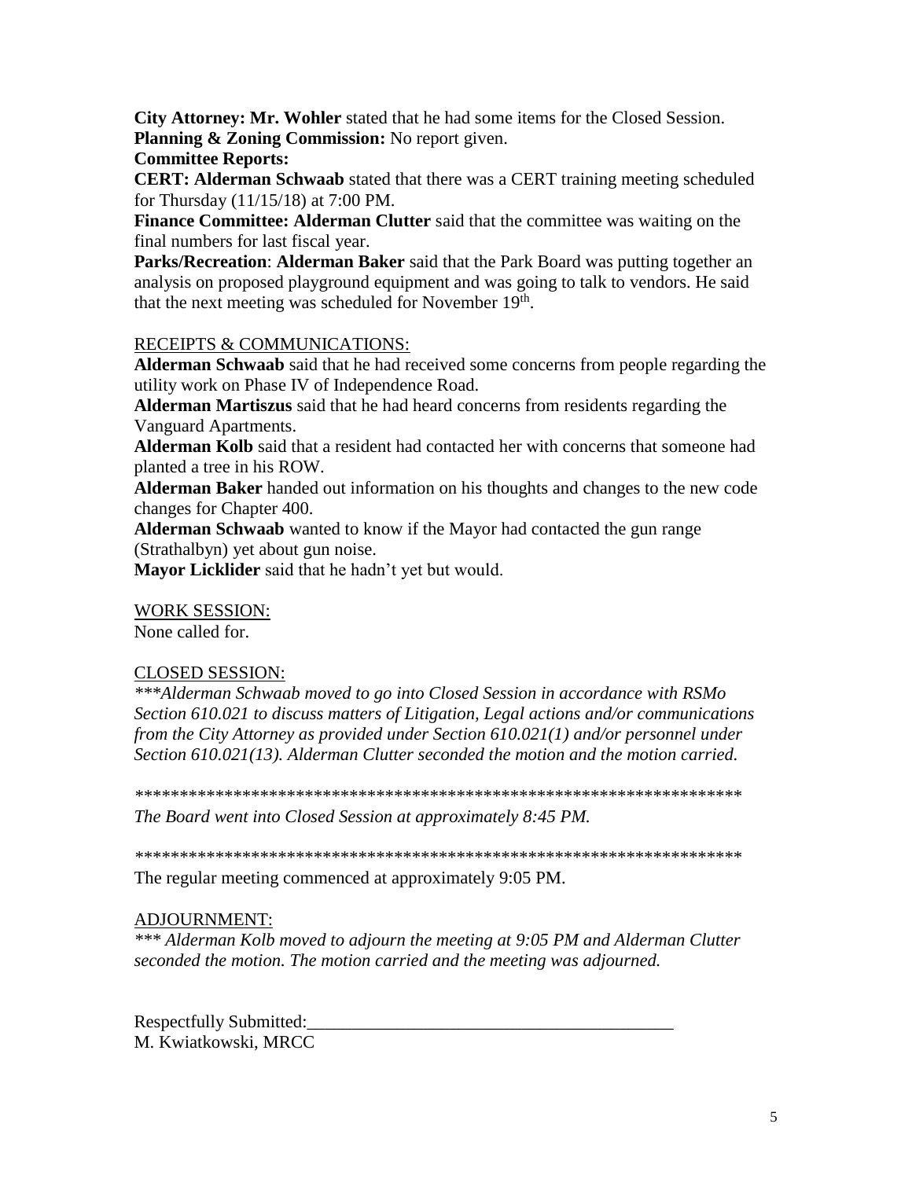**City Attorney: Mr. Wohler** stated that he had some items for the Closed Session.

**Planning & Zoning Commission:** No report given.

**Committee Reports:**

**CERT: Alderman Schwaab** stated that there was a CERT training meeting scheduled for Thursday (11/15/18) at 7:00 PM.

**Finance Committee: Alderman Clutter** said that the committee was waiting on the final numbers for last fiscal year.

**Parks/Recreation**: **Alderman Baker** said that the Park Board was putting together an analysis on proposed playground equipment and was going to talk to vendors. He said that the next meeting was scheduled for November 19th.

RECEIPTS & COMMUNICATIONS:

**Alderman Schwaab** said that he had received some concerns from people regarding the utility work on Phase IV of Independence Road.

**Alderman Martiszus** said that he had heard concerns from residents regarding the Vanguard Apartments.

**Alderman Kolb** said that a resident had contacted her with concerns that someone had planted a tree in his ROW.

**Alderman Baker** handed out information on his thoughts and changes to the new code changes for Chapter 400.

**Alderman Schwaab** wanted to know if the Mayor had contacted the gun range (Strathalbyn) yet about gun noise.

**Mayor Licklider** said that he hadn't yet but would.

WORK SESSION:

None called for.

CLOSED SESSION:

*\*\*\*Alderman Schwaab moved to go into Closed Session in accordance with RSMo Section 610.021 to discuss matters of Litigation, Legal actions and/or communications from the City Attorney as provided under Section 610.021(1) and/or personnel under Section 610.021(13). Alderman Clutter seconded the motion and the motion carried.*

\*\*\*\*\*\*\*\*\*\*\*\*\*\*\*\*\*\*\*\*\*\*\*\*\*\*\*\*\*\*\*\*\*\*\*\*\*\*\*\*\*\*\*\*\*\*\*\*\*\*\*\*\*\*\*\*\*\*\*\*\*\*\*\*\*\*\*\*

*The Board went into Closed Session at approximately 8:45 PM.*

\*\*\*\*\*\*\*\*\*\*\*\*\*\*\*\*\*\*\*\*\*\*\*\*\*\*\*\*\*\*\*\*\*\*\*\*\*\*\*\*\*\*\*\*\*\*\*\*\*\*\*\*\*\*\*\*\*\*\*\*\*\*\*\*\*\*\*\*

The regular meeting commenced at approximately 9:05 PM.

ADJOURNMENT:

*\*\*\* Alderman Kolb moved to adjourn the meeting at 9:05 PM and Alderman Clutter seconded the motion. The motion carried and the meeting was adjourned.*

Respectfully Submitted:\_\_\_\_\_\_\_\_\_\_\_\_\_\_\_\_\_\_\_\_\_\_\_\_\_\_\_\_\_\_\_\_\_\_\_\_\_\_\_\_\_\_
M. Kwiatkowski, MRCC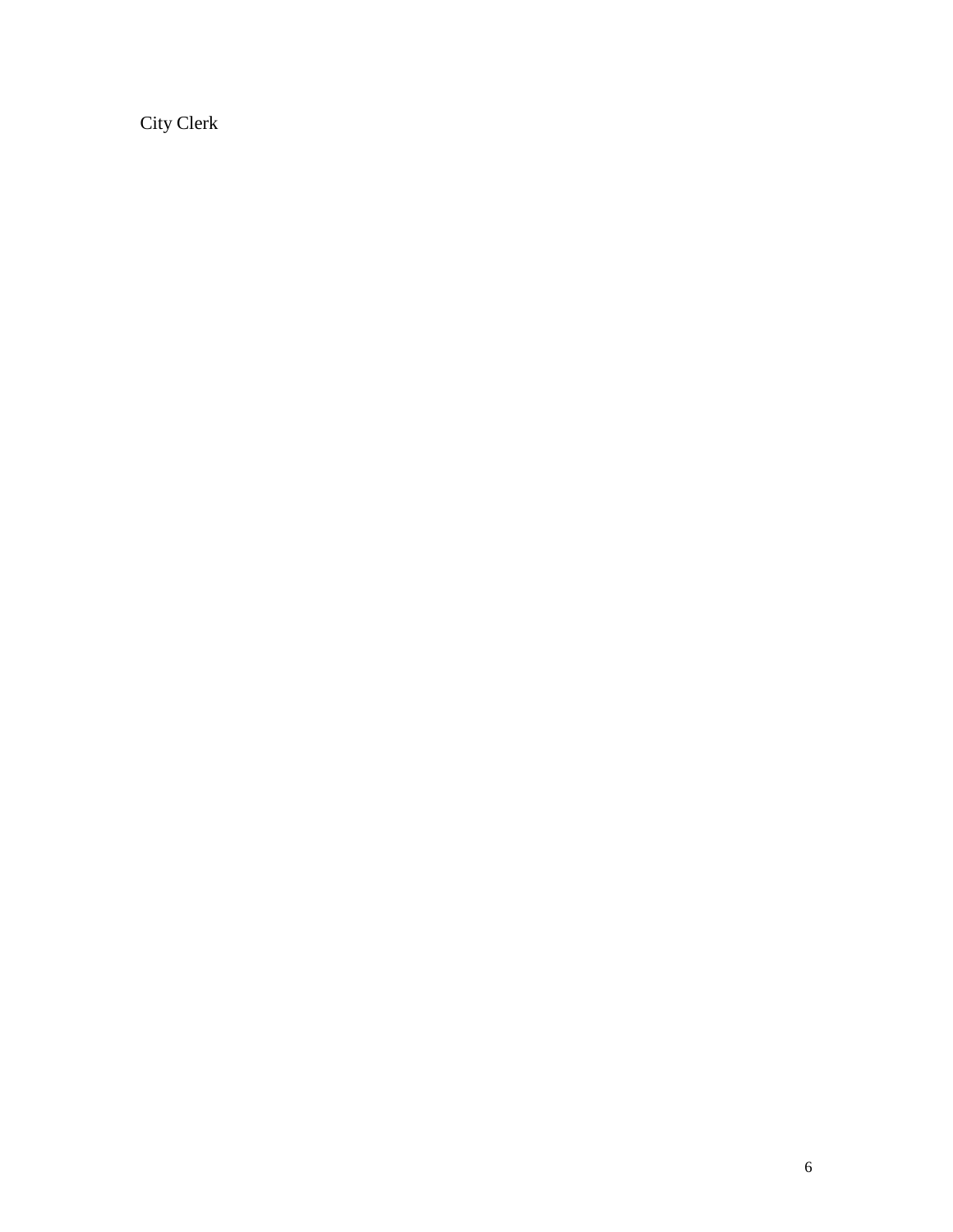City Clerk